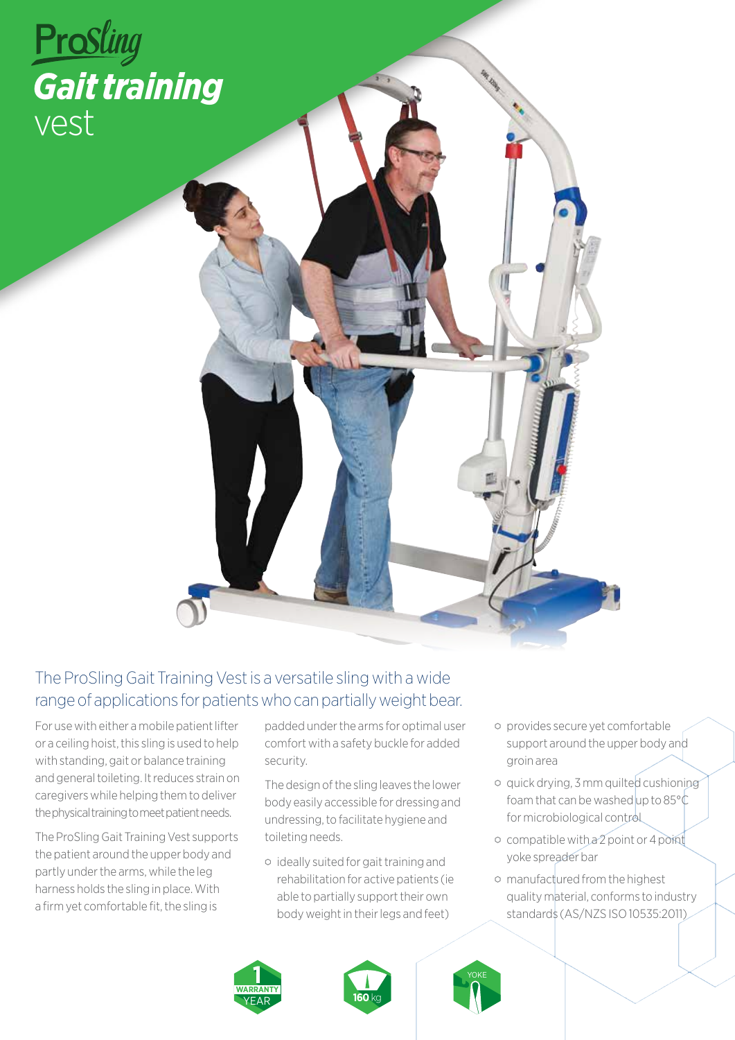# ProSling Gait training vest

## The ProSling Gait Training Vest is a versatile sling with a wide range of applications for patients who can partially weight bear.

For use with either a mobile patient lifter or a ceiling hoist, this sling is used to help with standing, gait or balance training and general toileting. It reduces strain on caregivers while helping them to deliver the physical training to meet patient needs.

The ProSling Gait Training Vest supports the patient around the upper body and partly under the arms, while the leg harness holds the sling in place. With a firm yet comfortable fit, the sling is padded under the arms for optimal user comfort with a safety buckle for added security.

The design of the sling leaves the lower body easily accessible for dressing and undressing, to facilitate hygiene and toileting needs.

- ideally suited for gait training and rehabilitation for active patients (ie able to partially support their own body weight in their legs and feet)
- provides secure yet comfortable support around the upper body and groin area
- quick drying, 3 mm quilted cushioning foam that can be washed up to 85°C for microbiological control
- compatible with a 2 point or 4 point yoke spreader bar
- manufactured from the highest quality material, conforms to industry standards (AS/NZS ISO 10535:2011)

1 WARRANTY YEAR

160 kg

YOKE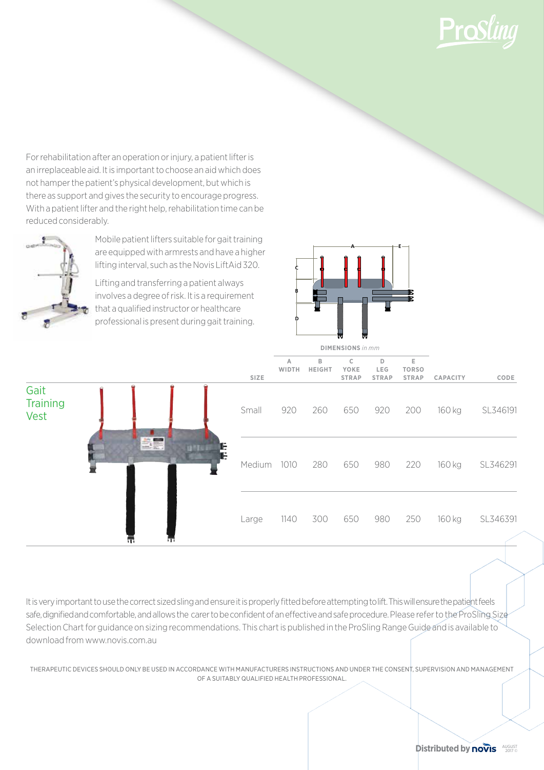For rehabilitation after an operation or injury, a patient lifter is an irreplaceable aid. It is important to choose an aid which does not hamper the patient's physical development, but which is there as support and gives the security to encourage progress. With a patient lifter and the right help, rehabilitation time can be reduced considerably.

Mobile patient lifters suitable for gait training are equipped with armrests and have a higher lifting interval, such as the Novis LiftAid 320.

Lifting and transferring a patient always involves a degree of risk. It is a requirement that a qualified instructor or healthcare professional is present during gait training.

A
E
C
B
D

## Gait Training Vest

| SIZE | A WIDTH | B HEIGHT | C YOKE STRAP | D LEG STRAP | E TORSO STRAP | CAPACITY | CODE |
|---|---|---|---|---|---|---|---|
| | DIMENSIONS *in mm* | | | | | | |
| Small | 920 | 260 | 650 | 920 | 200 | 160 kg | SL346191 |
| Medium | 1010 | 280 | 650 | 980 | 220 | 160 kg | SL346291 |
| Large | 1140 | 300 | 650 | 980 | 250 | 160 kg | SL346391 |

It is very important to use the correct sized sling and ensure it is properly fitted before attempting to lift. This will ensure the patient feels safe, dignified and comfortable, and allows the carer to be confident of an effective and safe procedure. Please refer to the ProSling Size Selection Chart for guidance on sizing recommendations. This chart is published in the ProSling Range Guide and is available to download from www.novis.com.au

THERAPEUTIC DEVICES SHOULD ONLY BE USED IN ACCORDANCE WITH MANUFACTURERS INSTRUCTIONS AND UNDER THE CONSENT, SUPERVISION AND MANAGEMENT OF A SUITABLY QUALIFIED HEALTH PROFESSIONAL.

Distributed by novis AUGUST 2017 ©